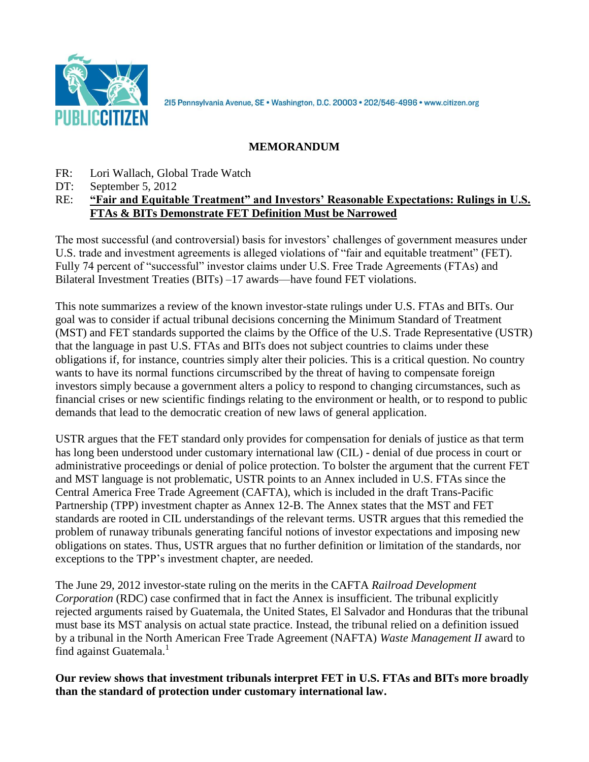PUBLIC CITIZEN

215 Pennsylvania Avenue, SE • Washington, D.C. 20003 • 202/546-4996 • www.citizen.org

# MEMORANDUM

FR: Lori Wallach, Global Trade Watch
DT: September 5, 2012
RE: **"Fair and Equitable Treatment" and Investors' Reasonable Expectations: Rulings in U.S. FTAs & BITs Demonstrate FET Definition Must be Narrowed**

The most successful (and controversial) basis for investors' challenges of government measures under U.S. trade and investment agreements is alleged violations of "fair and equitable treatment" (FET). Fully 74 percent of "successful" investor claims under U.S. Free Trade Agreements (FTAs) and Bilateral Investment Treaties (BITs) –17 awards—have found FET violations.

This note summarizes a review of the known investor-state rulings under U.S. FTAs and BITs. Our goal was to consider if actual tribunal decisions concerning the Minimum Standard of Treatment (MST) and FET standards supported the claims by the Office of the U.S. Trade Representative (USTR) that the language in past U.S. FTAs and BITs does not subject countries to claims under these obligations if, for instance, countries simply alter their policies. This is a critical question. No country wants to have its normal functions circumscribed by the threat of having to compensate foreign investors simply because a government alters a policy to respond to changing circumstances, such as financial crises or new scientific findings relating to the environment or health, or to respond to public demands that lead to the democratic creation of new laws of general application.

USTR argues that the FET standard only provides for compensation for denials of justice as that term has long been understood under customary international law (CIL) - denial of due process in court or administrative proceedings or denial of police protection. To bolster the argument that the current FET and MST language is not problematic, USTR points to an Annex included in U.S. FTAs since the Central America Free Trade Agreement (CAFTA), which is included in the draft Trans-Pacific Partnership (TPP) investment chapter as Annex 12-B. The Annex states that the MST and FET standards are rooted in CIL understandings of the relevant terms. USTR argues that this remedied the problem of runaway tribunals generating fanciful notions of investor expectations and imposing new obligations on states. Thus, USTR argues that no further definition or limitation of the standards, nor exceptions to the TPP's investment chapter, are needed.

The June 29, 2012 investor-state ruling on the merits in the CAFTA *Railroad Development Corporation* (RDC) case confirmed that in fact the Annex is insufficient. The tribunal explicitly rejected arguments raised by Guatemala, the United States, El Salvador and Honduras that the tribunal must base its MST analysis on actual state practice. Instead, the tribunal relied on a definition issued by a tribunal in the North American Free Trade Agreement (NAFTA) *Waste Management II* award to find against Guatemala.[1]

**Our review shows that investment tribunals interpret FET in U.S. FTAs and BITs more broadly than the standard of protection under customary international law.**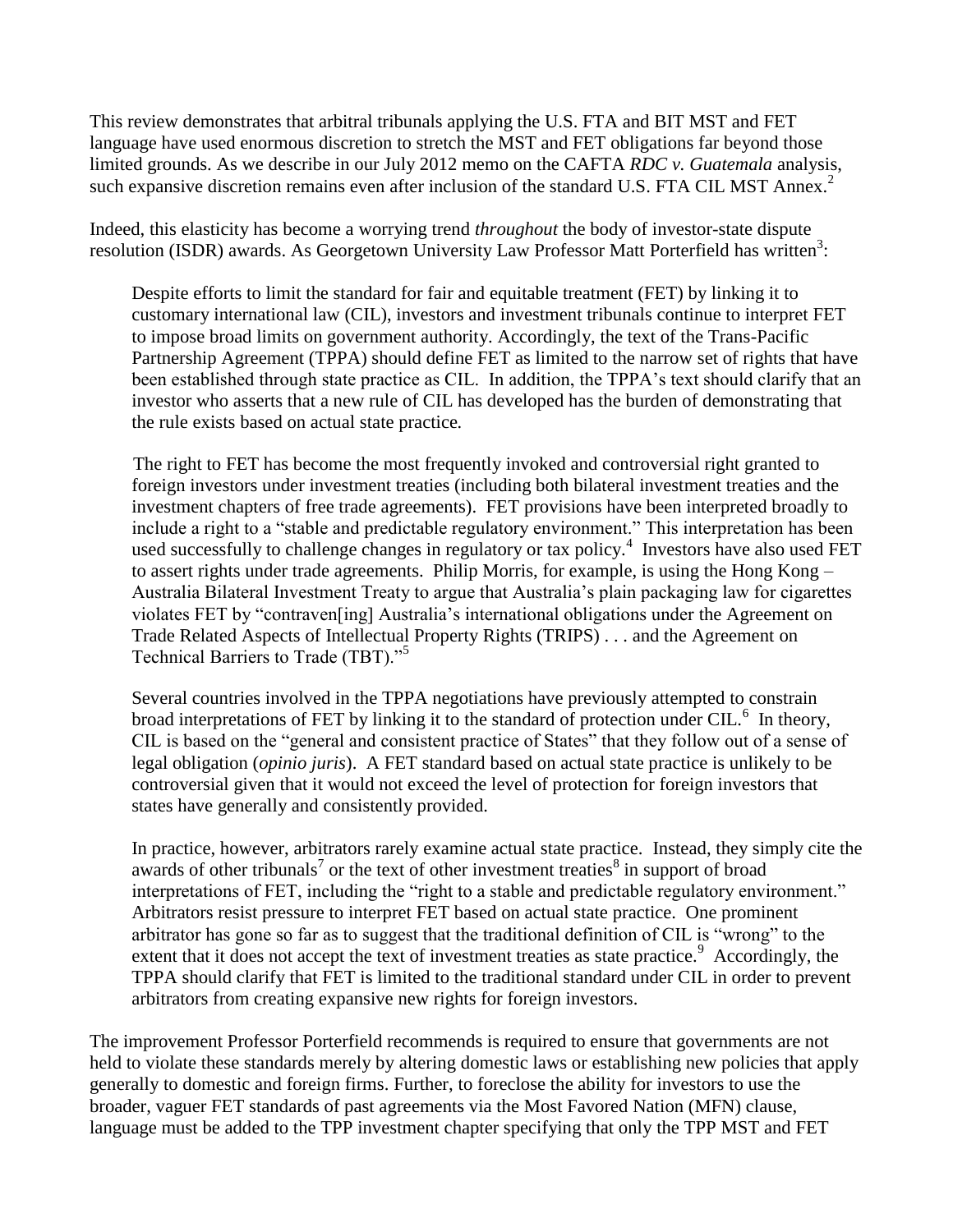This review demonstrates that arbitral tribunals applying the U.S. FTA and BIT MST and FET language have used enormous discretion to stretch the MST and FET obligations far beyond those limited grounds. As we describe in our July 2012 memo on the CAFTA *RDC v. Guatemala* analysis, such expansive discretion remains even after inclusion of the standard U.S. FTA CIL MST Annex.[2]

Indeed, this elasticity has become a worrying trend *throughout* the body of investor-state dispute resolution (ISDR) awards. As Georgetown University Law Professor Matt Porterfield has written[3]:

> Despite efforts to limit the standard for fair and equitable treatment (FET) by linking it to customary international law (CIL), investors and investment tribunals continue to interpret FET to impose broad limits on government authority. Accordingly, the text of the Trans-Pacific Partnership Agreement (TPPA) should define FET as limited to the narrow set of rights that have been established through state practice as CIL. In addition, the TPPA's text should clarify that an investor who asserts that a new rule of CIL has developed has the burden of demonstrating that the rule exists based on actual state practice.
>
> The right to FET has become the most frequently invoked and controversial right granted to foreign investors under investment treaties (including both bilateral investment treaties and the investment chapters of free trade agreements). FET provisions have been interpreted broadly to include a right to a "stable and predictable regulatory environment." This interpretation has been used successfully to challenge changes in regulatory or tax policy.[4] Investors have also used FET to assert rights under trade agreements. Philip Morris, for example, is using the Hong Kong – Australia Bilateral Investment Treaty to argue that Australia's plain packaging law for cigarettes violates FET by "contraven[ing] Australia's international obligations under the Agreement on Trade Related Aspects of Intellectual Property Rights (TRIPS) . . . and the Agreement on Technical Barriers to Trade (TBT)."[5]
>
> Several countries involved in the TPPA negotiations have previously attempted to constrain broad interpretations of FET by linking it to the standard of protection under CIL.[6] In theory, CIL is based on the "general and consistent practice of States" that they follow out of a sense of legal obligation (*opinio juris*). A FET standard based on actual state practice is unlikely to be controversial given that it would not exceed the level of protection for foreign investors that states have generally and consistently provided.
>
> In practice, however, arbitrators rarely examine actual state practice. Instead, they simply cite the awards of other tribunals[7] or the text of other investment treaties[8] in support of broad interpretations of FET, including the "right to a stable and predictable regulatory environment." Arbitrators resist pressure to interpret FET based on actual state practice. One prominent arbitrator has gone so far as to suggest that the traditional definition of CIL is "wrong" to the extent that it does not accept the text of investment treaties as state practice.[9] Accordingly, the TPPA should clarify that FET is limited to the traditional standard under CIL in order to prevent arbitrators from creating expansive new rights for foreign investors.

The improvement Professor Porterfield recommends is required to ensure that governments are not held to violate these standards merely by altering domestic laws or establishing new policies that apply generally to domestic and foreign firms. Further, to foreclose the ability for investors to use the broader, vaguer FET standards of past agreements via the Most Favored Nation (MFN) clause, language must be added to the TPP investment chapter specifying that only the TPP MST and FET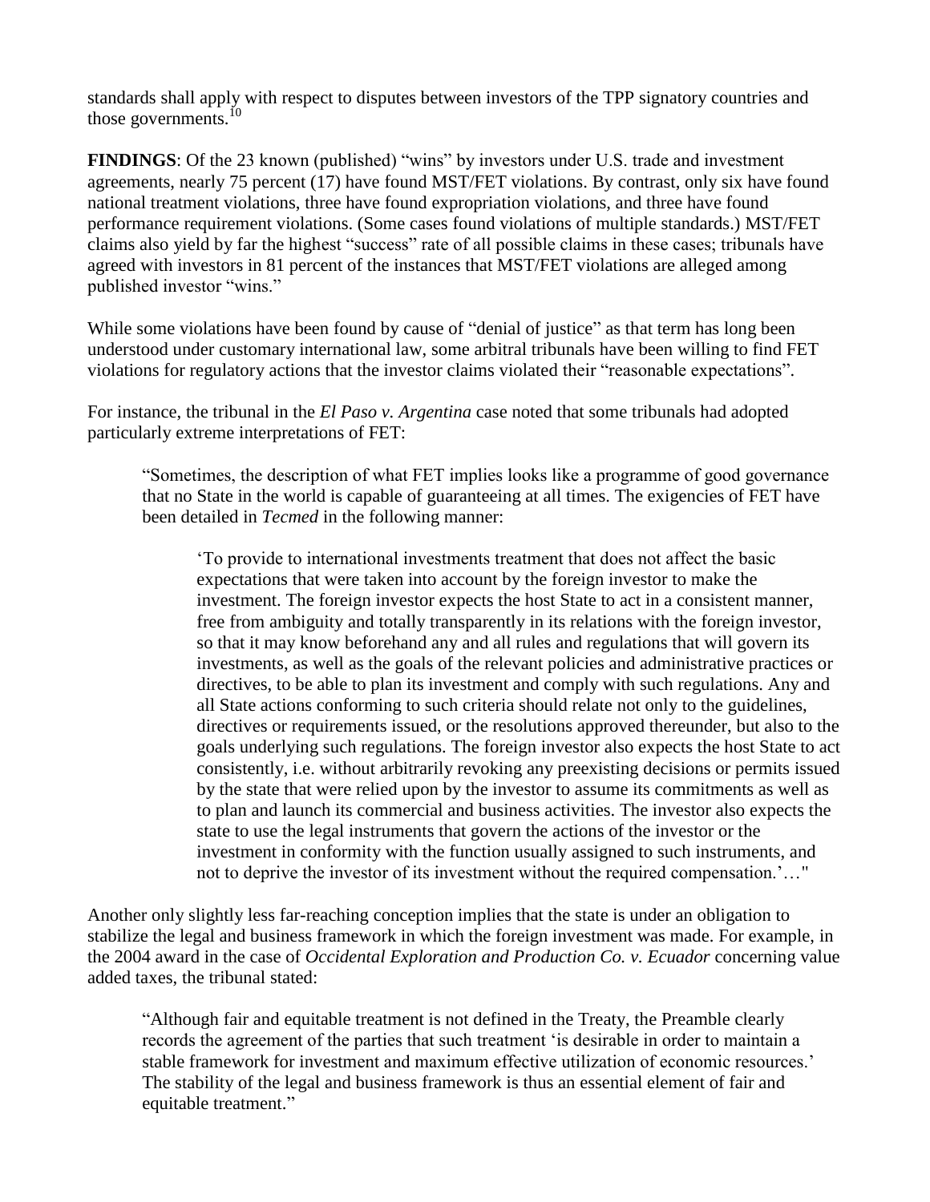standards shall apply with respect to disputes between investors of the TPP signatory countries and those governments.[10]

**FINDINGS**: Of the 23 known (published) "wins" by investors under U.S. trade and investment agreements, nearly 75 percent (17) have found MST/FET violations. By contrast, only six have found national treatment violations, three have found expropriation violations, and three have found performance requirement violations. (Some cases found violations of multiple standards.) MST/FET claims also yield by far the highest "success" rate of all possible claims in these cases; tribunals have agreed with investors in 81 percent of the instances that MST/FET violations are alleged among published investor "wins."

While some violations have been found by cause of "denial of justice" as that term has long been understood under customary international law, some arbitral tribunals have been willing to find FET violations for regulatory actions that the investor claims violated their "reasonable expectations".

For instance, the tribunal in the *El Paso v. Argentina* case noted that some tribunals had adopted particularly extreme interpretations of FET:

> "Sometimes, the description of what FET implies looks like a programme of good governance that no State in the world is capable of guaranteeing at all times. The exigencies of FET have been detailed in *Tecmed* in the following manner:
>
> > 'To provide to international investments treatment that does not affect the basic expectations that were taken into account by the foreign investor to make the investment. The foreign investor expects the host State to act in a consistent manner, free from ambiguity and totally transparently in its relations with the foreign investor, so that it may know beforehand any and all rules and regulations that will govern its investments, as well as the goals of the relevant policies and administrative practices or directives, to be able to plan its investment and comply with such regulations. Any and all State actions conforming to such criteria should relate not only to the guidelines, directives or requirements issued, or the resolutions approved thereunder, but also to the goals underlying such regulations. The foreign investor also expects the host State to act consistently, i.e. without arbitrarily revoking any preexisting decisions or permits issued by the state that were relied upon by the investor to assume its commitments as well as to plan and launch its commercial and business activities. The investor also expects the state to use the legal instruments that govern the actions of the investor or the investment in conformity with the function usually assigned to such instruments, and not to deprive the investor of its investment without the required compensation.'…"

Another only slightly less far-reaching conception implies that the state is under an obligation to stabilize the legal and business framework in which the foreign investment was made. For example, in the 2004 award in the case of *Occidental Exploration and Production Co. v. Ecuador* concerning value added taxes, the tribunal stated:

> "Although fair and equitable treatment is not defined in the Treaty, the Preamble clearly records the agreement of the parties that such treatment 'is desirable in order to maintain a stable framework for investment and maximum effective utilization of economic resources.' The stability of the legal and business framework is thus an essential element of fair and equitable treatment."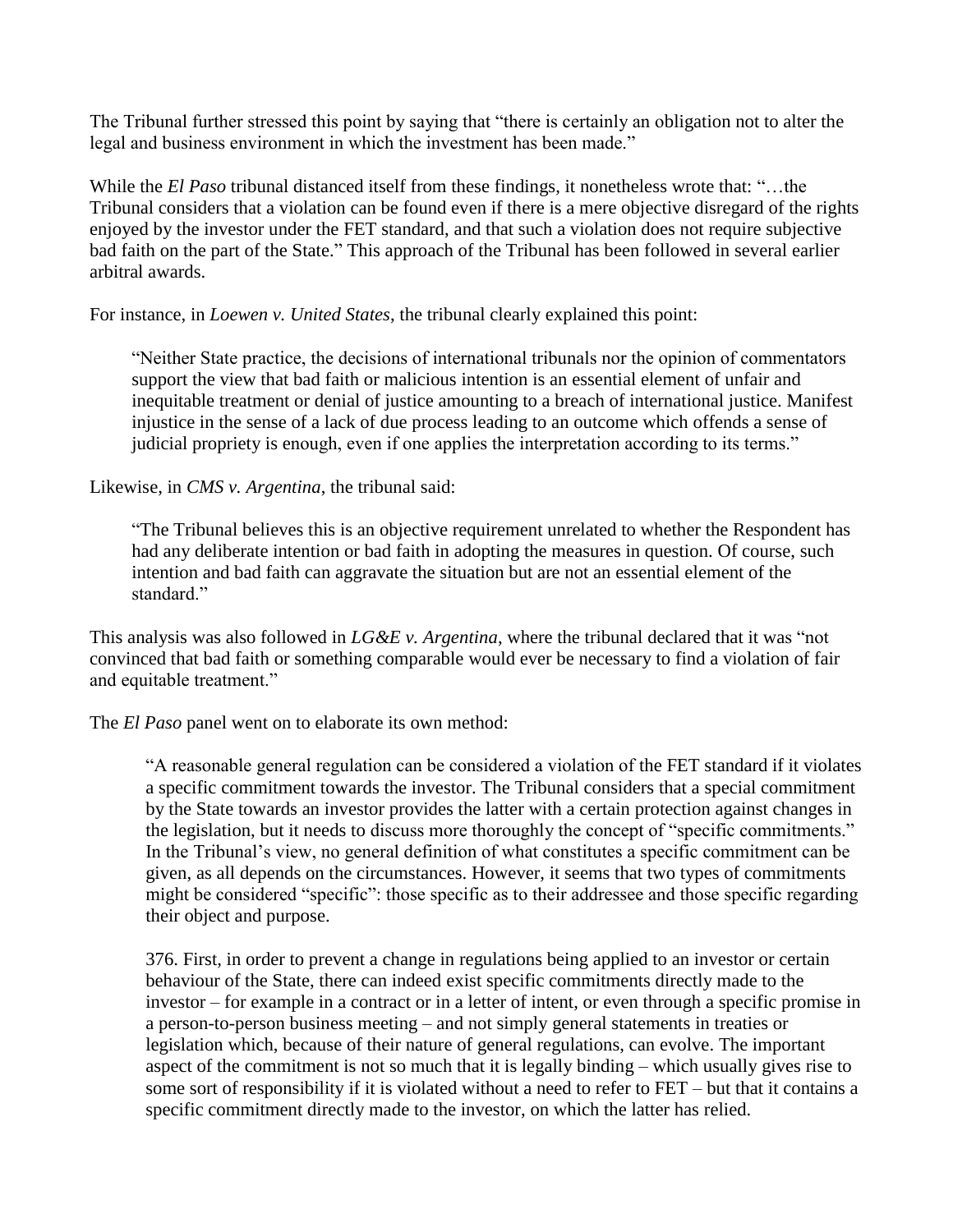The Tribunal further stressed this point by saying that "there is certainly an obligation not to alter the legal and business environment in which the investment has been made."

While the *El Paso* tribunal distanced itself from these findings, it nonetheless wrote that: "…the Tribunal considers that a violation can be found even if there is a mere objective disregard of the rights enjoyed by the investor under the FET standard, and that such a violation does not require subjective bad faith on the part of the State." This approach of the Tribunal has been followed in several earlier arbitral awards.

For instance, in *Loewen v. United States*, the tribunal clearly explained this point:

> "Neither State practice, the decisions of international tribunals nor the opinion of commentators support the view that bad faith or malicious intention is an essential element of unfair and inequitable treatment or denial of justice amounting to a breach of international justice. Manifest injustice in the sense of a lack of due process leading to an outcome which offends a sense of judicial propriety is enough, even if one applies the interpretation according to its terms."

Likewise, in *CMS v. Argentina*, the tribunal said:

> "The Tribunal believes this is an objective requirement unrelated to whether the Respondent has had any deliberate intention or bad faith in adopting the measures in question. Of course, such intention and bad faith can aggravate the situation but are not an essential element of the standard."

This analysis was also followed in *LG&E v. Argentina*, where the tribunal declared that it was "not convinced that bad faith or something comparable would ever be necessary to find a violation of fair and equitable treatment."

The *El Paso* panel went on to elaborate its own method:

> "A reasonable general regulation can be considered a violation of the FET standard if it violates a specific commitment towards the investor. The Tribunal considers that a special commitment by the State towards an investor provides the latter with a certain protection against changes in the legislation, but it needs to discuss more thoroughly the concept of "specific commitments." In the Tribunal's view, no general definition of what constitutes a specific commitment can be given, as all depends on the circumstances. However, it seems that two types of commitments might be considered "specific": those specific as to their addressee and those specific regarding their object and purpose.
>
> 376. First, in order to prevent a change in regulations being applied to an investor or certain behaviour of the State, there can indeed exist specific commitments directly made to the investor – for example in a contract or in a letter of intent, or even through a specific promise in a person-to-person business meeting – and not simply general statements in treaties or legislation which, because of their nature of general regulations, can evolve. The important aspect of the commitment is not so much that it is legally binding – which usually gives rise to some sort of responsibility if it is violated without a need to refer to FET – but that it contains a specific commitment directly made to the investor, on which the latter has relied.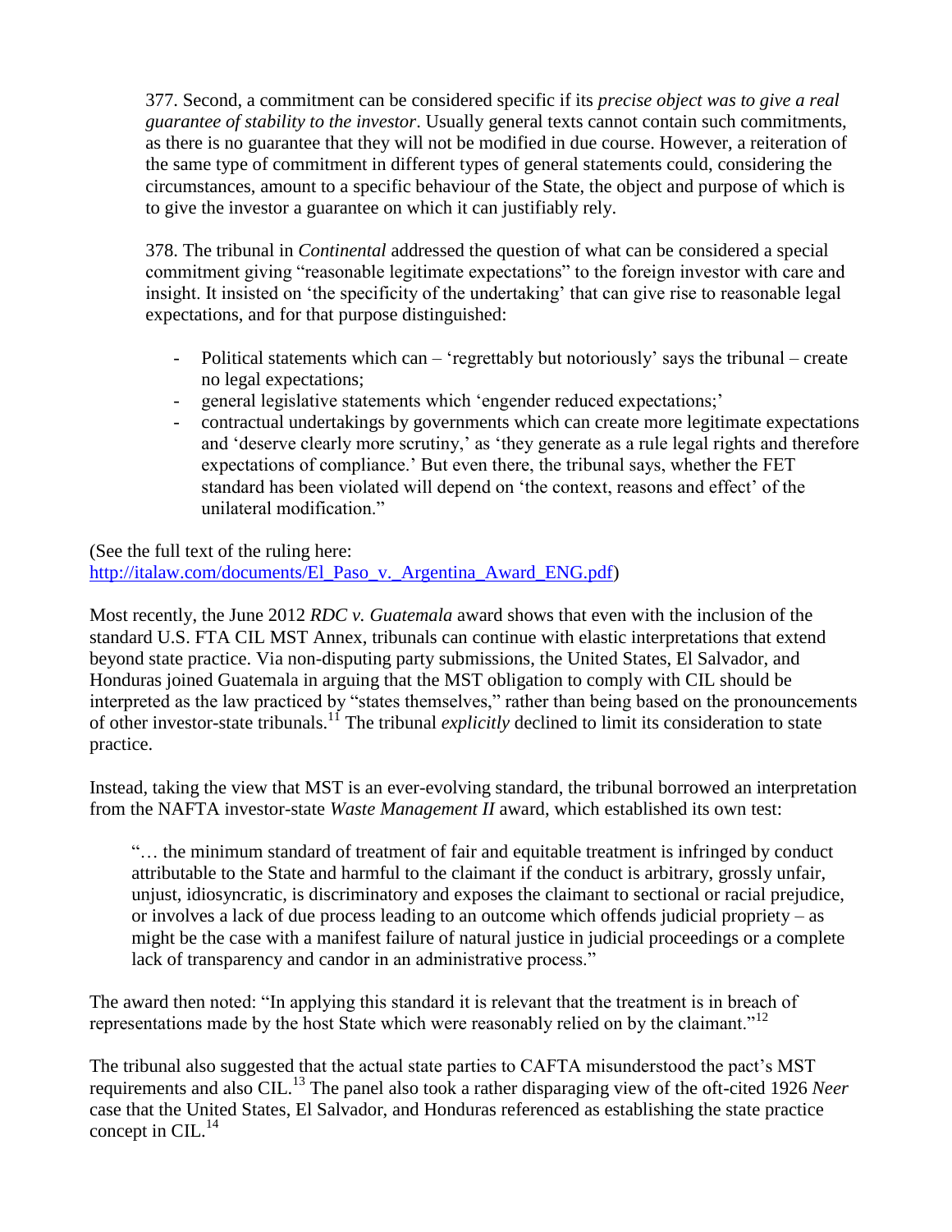> 377. Second, a commitment can be considered specific if its *precise object was to give a real guarantee of stability to the investor*. Usually general texts cannot contain such commitments, as there is no guarantee that they will not be modified in due course. However, a reiteration of the same type of commitment in different types of general statements could, considering the circumstances, amount to a specific behaviour of the State, the object and purpose of which is to give the investor a guarantee on which it can justifiably rely.
>
> 378. The tribunal in *Continental* addressed the question of what can be considered a special commitment giving "reasonable legitimate expectations" to the foreign investor with care and insight. It insisted on 'the specificity of the undertaking' that can give rise to reasonable legal expectations, and for that purpose distinguished:
>
> - Political statements which can – 'regrettably but notoriously' says the tribunal – create no legal expectations;
> - general legislative statements which 'engender reduced expectations;'
> - contractual undertakings by governments which can create more legitimate expectations and 'deserve clearly more scrutiny,' as 'they generate as a rule legal rights and therefore expectations of compliance.' But even there, the tribunal says, whether the FET standard has been violated will depend on 'the context, reasons and effect' of the unilateral modification."

(See the full text of the ruling here: http://italaw.com/documents/El_Paso_v._Argentina_Award_ENG.pdf)

Most recently, the June 2012 *RDC v. Guatemala* award shows that even with the inclusion of the standard U.S. FTA CIL MST Annex, tribunals can continue with elastic interpretations that extend beyond state practice. Via non-disputing party submissions, the United States, El Salvador, and Honduras joined Guatemala in arguing that the MST obligation to comply with CIL should be interpreted as the law practiced by "states themselves," rather than being based on the pronouncements of other investor-state tribunals.[11] The tribunal *explicitly* declined to limit its consideration to state practice.

Instead, taking the view that MST is an ever-evolving standard, the tribunal borrowed an interpretation from the NAFTA investor-state *Waste Management II* award, which established its own test:

> "… the minimum standard of treatment of fair and equitable treatment is infringed by conduct attributable to the State and harmful to the claimant if the conduct is arbitrary, grossly unfair, unjust, idiosyncratic, is discriminatory and exposes the claimant to sectional or racial prejudice, or involves a lack of due process leading to an outcome which offends judicial propriety – as might be the case with a manifest failure of natural justice in judicial proceedings or a complete lack of transparency and candor in an administrative process."

The award then noted: "In applying this standard it is relevant that the treatment is in breach of representations made by the host State which were reasonably relied on by the claimant."[12]

The tribunal also suggested that the actual state parties to CAFTA misunderstood the pact's MST requirements and also CIL.[13] The panel also took a rather disparaging view of the oft-cited 1926 *Neer* case that the United States, El Salvador, and Honduras referenced as establishing the state practice concept in CIL.[14]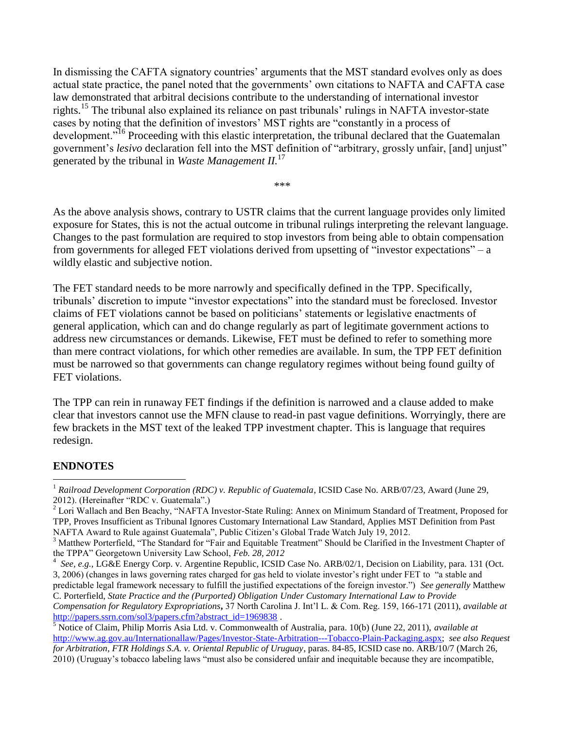In dismissing the CAFTA signatory countries' arguments that the MST standard evolves only as does actual state practice, the panel noted that the governments' own citations to NAFTA and CAFTA case law demonstrated that arbitral decisions contribute to the understanding of international investor rights.[15] The tribunal also explained its reliance on past tribunals' rulings in NAFTA investor-state cases by noting that the definition of investors' MST rights are "constantly in a process of development."[16] Proceeding with this elastic interpretation, the tribunal declared that the Guatemalan government's *lesivo* declaration fell into the MST definition of "arbitrary, grossly unfair, [and] unjust" generated by the tribunal in *Waste Management II.*[17]

***

As the above analysis shows, contrary to USTR claims that the current language provides only limited exposure for States, this is not the actual outcome in tribunal rulings interpreting the relevant language. Changes to the past formulation are required to stop investors from being able to obtain compensation from governments for alleged FET violations derived from upsetting of "investor expectations" – a wildly elastic and subjective notion.

The FET standard needs to be more narrowly and specifically defined in the TPP. Specifically, tribunals' discretion to impute "investor expectations" into the standard must be foreclosed. Investor claims of FET violations cannot be based on politicians' statements or legislative enactments of general application, which can and do change regularly as part of legitimate government actions to address new circumstances or demands. Likewise, FET must be defined to refer to something more than mere contract violations, for which other remedies are available. In sum, the TPP FET definition must be narrowed so that governments can change regulatory regimes without being found guilty of FET violations.

The TPP can rein in runaway FET findings if the definition is narrowed and a clause added to make clear that investors cannot use the MFN clause to read-in past vague definitions. Worryingly, there are few brackets in the MST text of the leaked TPP investment chapter. This is language that requires redesign.

## ENDNOTES

[1] *Railroad Development Corporation (RDC) v. Republic of Guatemala*, ICSID Case No. ARB/07/23, Award (June 29, 2012). (Hereinafter "RDC v. Guatemala".)

[2] Lori Wallach and Ben Beachy, "NAFTA Investor-State Ruling: Annex on Minimum Standard of Treatment, Proposed for TPP, Proves Insufficient as Tribunal Ignores Customary International Law Standard, Applies MST Definition from Past NAFTA Award to Rule against Guatemala", Public Citizen's Global Trade Watch July 19, 2012.

[3] Matthew Porterfield, "The Standard for "Fair and Equitable Treatment" Should be Clarified in the Investment Chapter of the TPPA" Georgetown University Law School, *Feb. 28, 2012*

[4] *See, e.g.,* LG&E Energy Corp. v. Argentine Republic, ICSID Case No. ARB/02/1, Decision on Liability, para. 131 (Oct. 3, 2006) (changes in laws governing rates charged for gas held to violate investor's right under FET to "a stable and predictable legal framework necessary to fulfill the justified expectations of the foreign investor.") *See generally* Matthew C. Porterfield, *State Practice and the (Purported) Obligation Under Customary International Law to Provide Compensation for Regulatory Expropriations*, 37 North Carolina J. Int'l L. & Com. Reg. 159, 166-171 (2011), *available at* http://papers.ssrn.com/sol3/papers.cfm?abstract_id=1969838 .

[5] Notice of Claim, Philip Morris Asia Ltd. v. Commonwealth of Australia, para. 10(b) (June 22, 2011), *available at* http://www.ag.gov.au/Internationallaw/Pages/Investor-State-Arbitration---Tobacco-Plain-Packaging.aspx; *see also Request for Arbitration, FTR Holdings S.A. v. Oriental Republic of Uruguay*, paras. 84-85, ICSID case no. ARB/10/7 (March 26, 2010) (Uruguay's tobacco labeling laws "must also be considered unfair and inequitable because they are incompatible,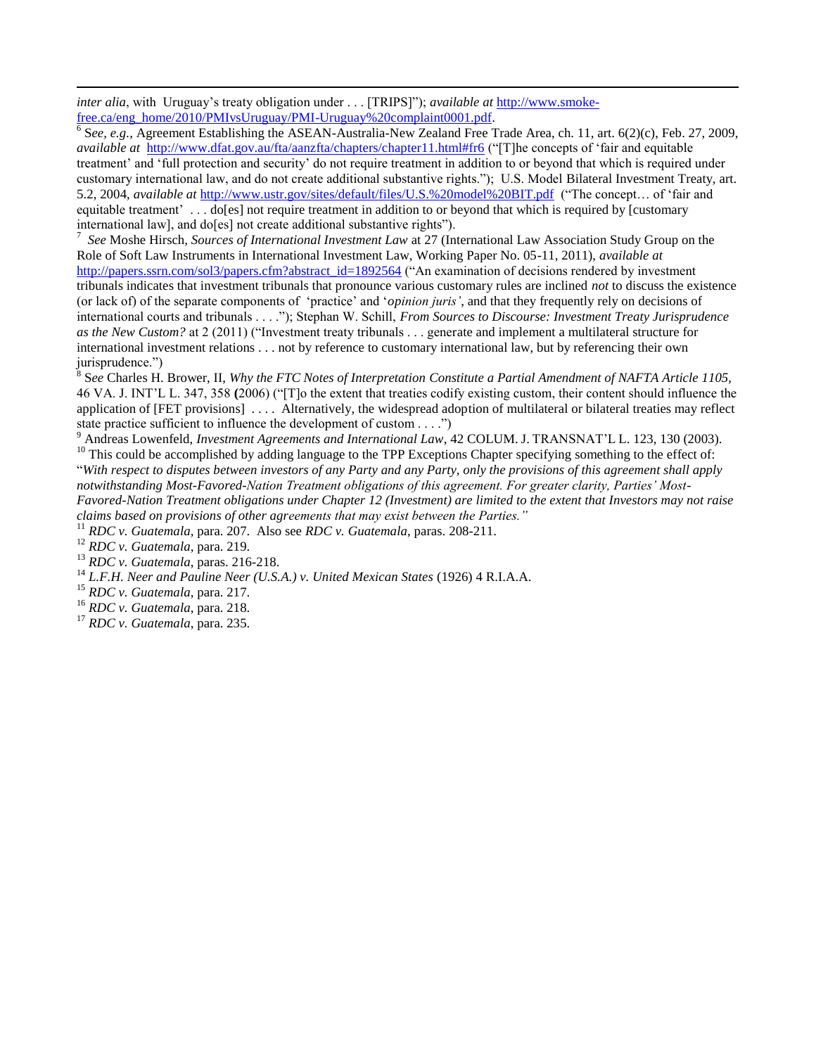*inter alia*, with Uruguay's treaty obligation under . . . [TRIPS]"); *available at* http://www.smoke-free.ca/eng_home/2010/PMIvsUruguay/PMI-Uruguay%20complaint0001.pdf.

[6] S*ee, e.g.,* Agreement Establishing the ASEAN-Australia-New Zealand Free Trade Area, ch. 11, art. 6(2)(c), Feb. 27, 2009, *available at* http://www.dfat.gov.au/fta/aanzfta/chapters/chapter11.html#fr6 ("[T]he concepts of 'fair and equitable treatment' and 'full protection and security' do not require treatment in addition to or beyond that which is required under customary international law, and do not create additional substantive rights."); U.S. Model Bilateral Investment Treaty, art. 5.2, 2004, *available at* http://www.ustr.gov/sites/default/files/U.S.%20model%20BIT.pdf ("The concept… of 'fair and equitable treatment' . . . do[es] not require treatment in addition to or beyond that which is required by [customary international law], and do[es] not create additional substantive rights").

[7] *See* Moshe Hirsch, *Sources of International Investment Law* at 27 (International Law Association Study Group on the Role of Soft Law Instruments in International Investment Law, Working Paper No. 05-11, 2011), *available at* http://papers.ssrn.com/sol3/papers.cfm?abstract_id=1892564 ("An examination of decisions rendered by investment tribunals indicates that investment tribunals that pronounce various customary rules are inclined *not* to discuss the existence (or lack of) of the separate components of 'practice' and '*opinion juris'*, and that they frequently rely on decisions of international courts and tribunals . . . ."); Stephan W. Schill, *From Sources to Discourse: Investment Treaty Jurisprudence as the New Custom?* at 2 (2011) ("Investment treaty tribunals . . . generate and implement a multilateral structure for international investment relations . . . not by reference to customary international law, but by referencing their own jurisprudence.")

[8] S*ee* Charles H. Brower, II, *Why the FTC Notes of Interpretation Constitute a Partial Amendment of NAFTA Article 1105,* 46 VA. J. INT'L L. 347, 358 **(**2006) ("[T]o the extent that treaties codify existing custom, their content should influence the application of [FET provisions] . . . . Alternatively, the widespread adoption of multilateral or bilateral treaties may reflect state practice sufficient to influence the development of custom . . . .")

[9] Andreas Lowenfeld, *Investment Agreements and International Law*, 42 COLUM. J. TRANSNAT'L L. 123, 130 (2003).

[10] This could be accomplished by adding language to the TPP Exceptions Chapter specifying something to the effect of: "*With respect to disputes between investors of any Party and any Party, only the provisions of this agreement shall apply notwithstanding Most-Favored-Nation Treatment obligations of this agreement. For greater clarity, Parties' Most-Favored-Nation Treatment obligations under Chapter 12 (Investment) are limited to the extent that Investors may not raise claims based on provisions of other agreements that may exist between the Parties."*

[11] *RDC v. Guatemala*, para. 207. Also see *RDC v. Guatemala*, paras. 208-211.

[12] *RDC v. Guatemala*, para. 219.

[13] *RDC v. Guatemala*, paras. 216-218.

[14] *L.F.H. Neer and Pauline Neer (U.S.A.) v. United Mexican States* (1926) 4 R.I.A.A.

[15] *RDC v. Guatemala*, para. 217.

[16] *RDC v. Guatemala*, para. 218.

[17] *RDC v. Guatemala*, para. 235.